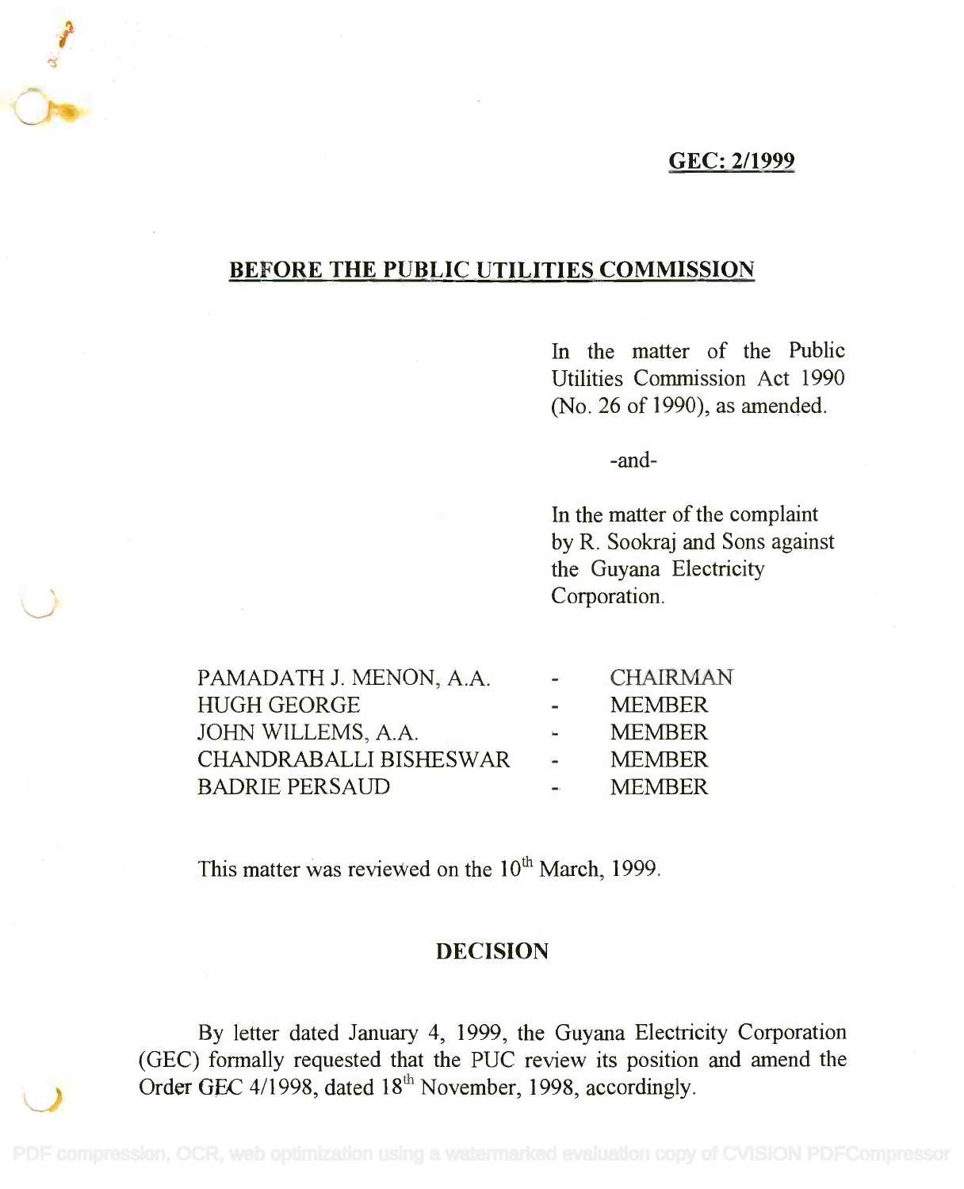**GEC: 2/1999**

## BEFORE THE PUBLIC UTILITIES COMMISSION

In the matter of the Public Utilities Commission Act 1990 (No. 26 of 1990), as amended.

-and-

In the matter of the complaint by R. Sookraj and Sons against the Guyana Electricity Corporation.

| | | |
|---|---|---|
| PAMADATH J. MENON, A.A. | - | CHAIRMAN |
| HUGH GEORGE | - | MEMBER |
| JOHN WILLEMS, A.A. | - | MEMBER |
| CHANDRABALLI BISHESWAR | - | MEMBER |
| BADRIE PERSAUD | - | MEMBER |

This matter was reviewed on the 10th March, 1999.

### DECISION

By letter dated January 4, 1999, the Guyana Electricity Corporation (GEC) formally requested that the PUC review its position and amend the Order GEC 4/1998, dated 18th November, 1998, accordingly.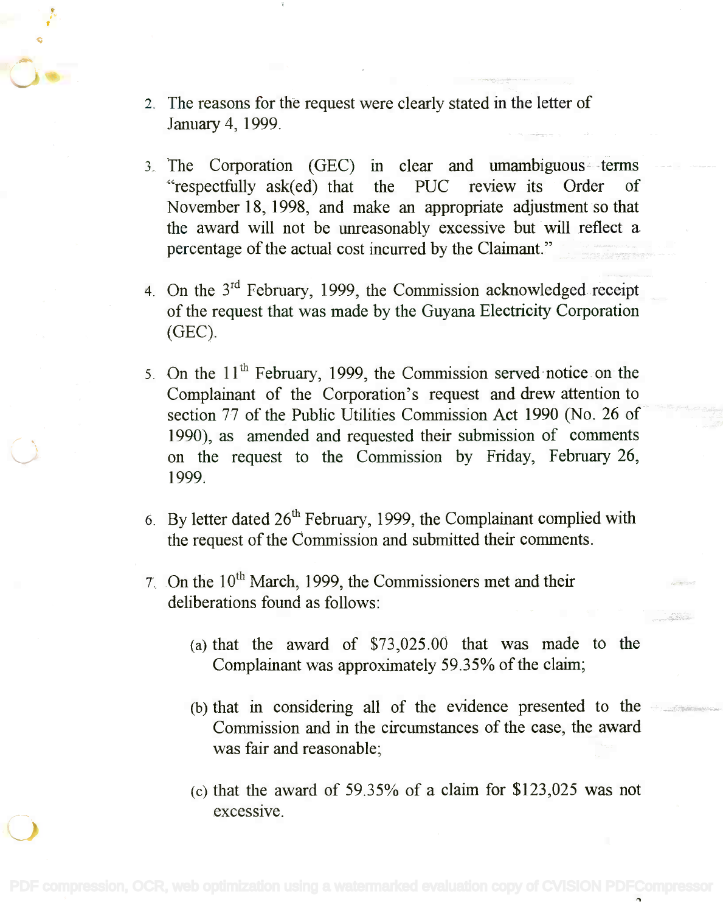2. The reasons for the request were clearly stated in the letter of January 4, 1999.

3. The Corporation (GEC) in clear and umambiguous terms "respectfully ask(ed) that the PUC review its Order of November 18, 1998, and make an appropriate adjustment so that the award will not be unreasonably excessive but will reflect a percentage of the actual cost incurred by the Claimant."

4. On the 3rd February, 1999, the Commission acknowledged receipt of the request that was made by the Guyana Electricity Corporation (GEC).

5. On the 11th February, 1999, the Commission served notice on the Complainant of the Corporation's request and drew attention to section 77 of the Public Utilities Commission Act 1990 (No. 26 of 1990), as amended and requested their submission of comments on the request to the Commission by Friday, February 26, 1999.

6. By letter dated 26th February, 1999, the Complainant complied with the request of the Commission and submitted their comments.

7. On the 10th March, 1999, the Commissioners met and their deliberations found as follows:

   (a) that the award of $73,025.00 that was made to the Complainant was approximately 59.35% of the claim;

   (b) that in considering all of the evidence presented to the Commission and in the circumstances of the case, the award was fair and reasonable;

   (c) that the award of 59.35% of a claim for $123,025 was not excessive.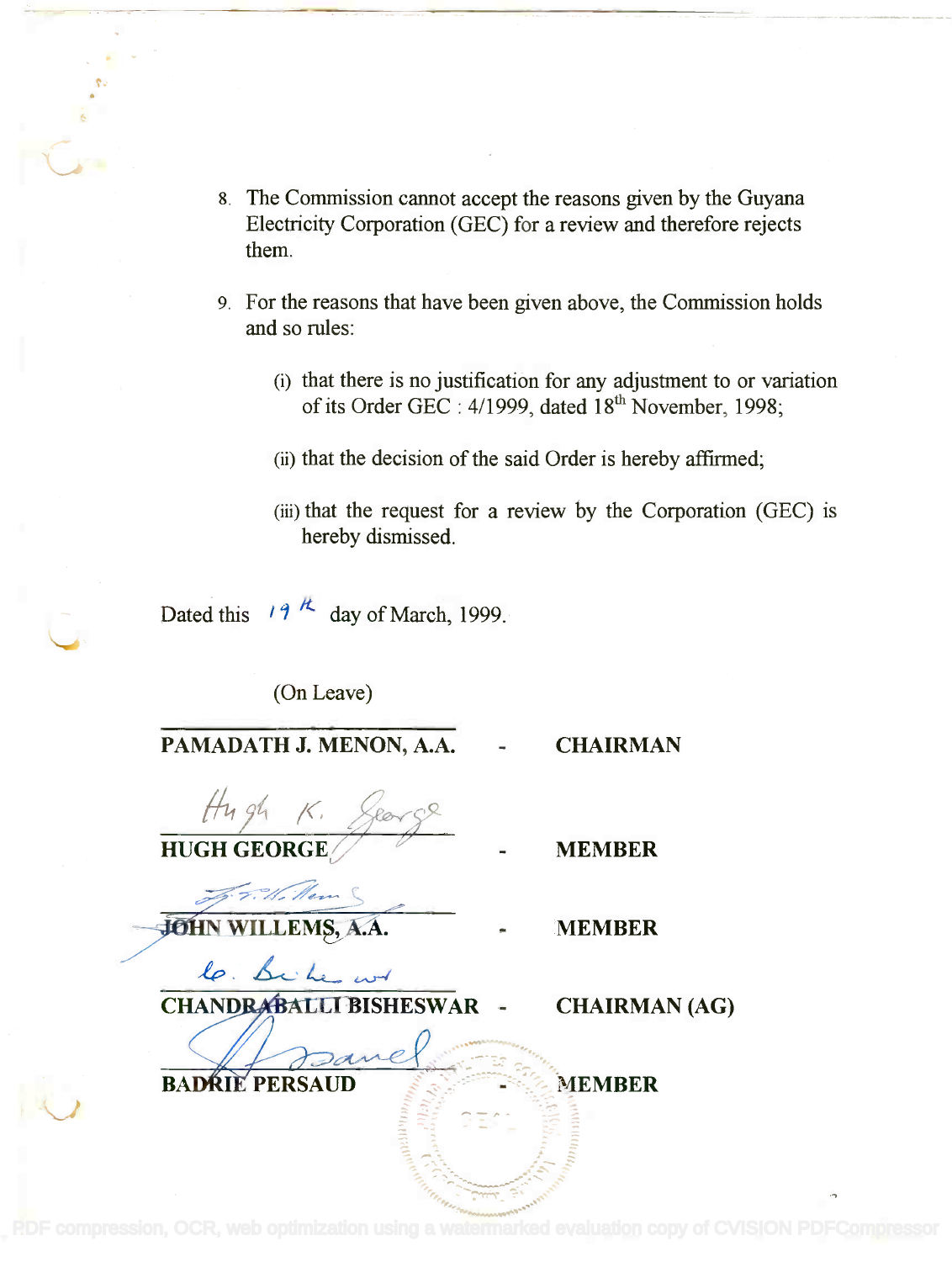8. The Commission cannot accept the reasons given by the Guyana Electricity Corporation (GEC) for a review and therefore rejects them.

9. For the reasons that have been given above, the Commission holds and so rules:

   (i) that there is no justification for any adjustment to or variation of its Order GEC : 4/1999, dated 18th November, 1998;

   (ii) that the decision of the said Order is hereby affirmed;

   (iii) that the request for a review by the Corporation (GEC) is hereby dismissed.

Dated this 19th day of March, 1999.

(On Leave)

**PAMADATH J. MENON, A.A.** - **CHAIRMAN**

**HUGH GEORGE** - **MEMBER**

**JOHN WILLEMS, A.A.** - **MEMBER**

**CHANDRABALLI BISHESWAR** - **CHAIRMAN (AG)**

**BADRIE PERSAUD** - **MEMBER**